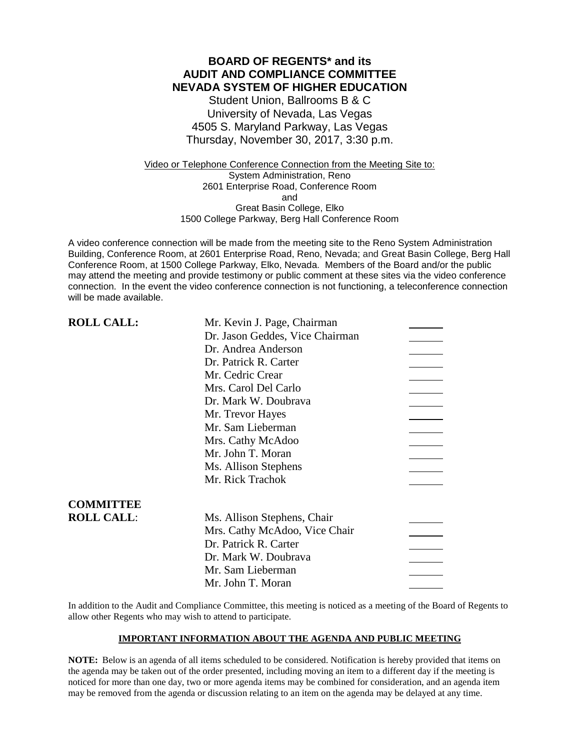# BOARD OF REGENTS* and its AUDIT AND COMPLIANCE COMMITTEE NEVADA SYSTEM OF HIGHER EDUCATION

Student Union, Ballrooms B & C
University of Nevada, Las Vegas
4505 S. Maryland Parkway, Las Vegas
Thursday, November 30, 2017, 3:30 p.m.

Video or Telephone Conference Connection from the Meeting Site to:
System Administration, Reno
2601 Enterprise Road, Conference Room
and
Great Basin College, Elko
1500 College Parkway, Berg Hall Conference Room

A video conference connection will be made from the meeting site to the Reno System Administration Building, Conference Room, at 2601 Enterprise Road, Reno, Nevada; and Great Basin College, Berg Hall Conference Room, at 1500 College Parkway, Elko, Nevada. Members of the Board and/or the public may attend the meeting and provide testimony or public comment at these sites via the video conference connection. In the event the video conference connection is not functioning, a teleconference connection will be made available.

**ROLL CALL:**

- Mr. Kevin J. Page, Chairman ______
- Dr. Jason Geddes, Vice Chairman ______
- Dr. Andrea Anderson ______
- Dr. Patrick R. Carter ______
- Mr. Cedric Crear ______
- Mrs. Carol Del Carlo ______
- Dr. Mark W. Doubrava ______
- Mr. Trevor Hayes ______
- Mr. Sam Lieberman ______
- Mrs. Cathy McAdoo ______
- Mr. John T. Moran ______
- Ms. Allison Stephens ______
- Mr. Rick Trachok ______

**COMMITTEE ROLL CALL:**

- Ms. Allison Stephens, Chair ______
- Mrs. Cathy McAdoo, Vice Chair ______
- Dr. Patrick R. Carter ______
- Dr. Mark W. Doubrava ______
- Mr. Sam Lieberman ______
- Mr. John T. Moran ______

In addition to the Audit and Compliance Committee, this meeting is noticed as a meeting of the Board of Regents to allow other Regents who may wish to attend to participate.

**IMPORTANT INFORMATION ABOUT THE AGENDA AND PUBLIC MEETING**

**NOTE:** Below is an agenda of all items scheduled to be considered. Notification is hereby provided that items on the agenda may be taken out of the order presented, including moving an item to a different day if the meeting is noticed for more than one day, two or more agenda items may be combined for consideration, and an agenda item may be removed from the agenda or discussion relating to an item on the agenda may be delayed at any time.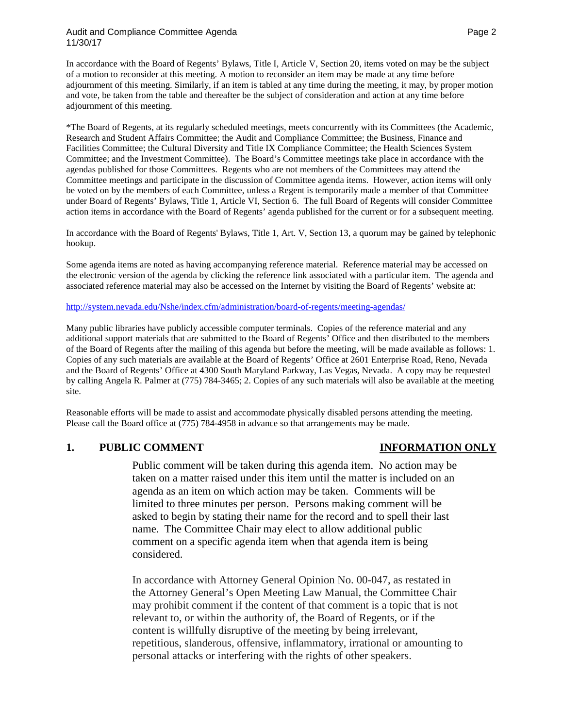In accordance with the Board of Regents' Bylaws, Title I, Article V, Section 20, items voted on may be the subject of a motion to reconsider at this meeting. A motion to reconsider an item may be made at any time before adjournment of this meeting. Similarly, if an item is tabled at any time during the meeting, it may, by proper motion and vote, be taken from the table and thereafter be the subject of consideration and action at any time before adjournment of this meeting.

*The Board of Regents, at its regularly scheduled meetings, meets concurrently with its Committees (the Academic, Research and Student Affairs Committee; the Audit and Compliance Committee; the Business, Finance and Facilities Committee; the Cultural Diversity and Title IX Compliance Committee; the Health Sciences System Committee; and the Investment Committee). The Board's Committee meetings take place in accordance with the agendas published for those Committees. Regents who are not members of the Committees may attend the Committee meetings and participate in the discussion of Committee agenda items. However, action items will only be voted on by the members of each Committee, unless a Regent is temporarily made a member of that Committee under Board of Regents' Bylaws, Title 1, Article VI, Section 6. The full Board of Regents will consider Committee action items in accordance with the Board of Regents' agenda published for the current or for a subsequent meeting.

In accordance with the Board of Regents' Bylaws, Title 1, Art. V, Section 13, a quorum may be gained by telephonic hookup.

Some agenda items are noted as having accompanying reference material. Reference material may be accessed on the electronic version of the agenda by clicking the reference link associated with a particular item. The agenda and associated reference material may also be accessed on the Internet by visiting the Board of Regents' website at:

http://system.nevada.edu/Nshe/index.cfm/administration/board-of-regents/meeting-agendas/

Many public libraries have publicly accessible computer terminals. Copies of the reference material and any additional support materials that are submitted to the Board of Regents' Office and then distributed to the members of the Board of Regents after the mailing of this agenda but before the meeting, will be made available as follows: 1. Copies of any such materials are available at the Board of Regents' Office at 2601 Enterprise Road, Reno, Nevada and the Board of Regents' Office at 4300 South Maryland Parkway, Las Vegas, Nevada. A copy may be requested by calling Angela R. Palmer at (775) 784-3465; 2. Copies of any such materials will also be available at the meeting site.

Reasonable efforts will be made to assist and accommodate physically disabled persons attending the meeting. Please call the Board office at (775) 784-4958 in advance so that arrangements may be made.

## 1. PUBLIC COMMENT — INFORMATION ONLY

Public comment will be taken during this agenda item. No action may be taken on a matter raised under this item until the matter is included on an agenda as an item on which action may be taken. Comments will be limited to three minutes per person. Persons making comment will be asked to begin by stating their name for the record and to spell their last name. The Committee Chair may elect to allow additional public comment on a specific agenda item when that agenda item is being considered.

In accordance with Attorney General Opinion No. 00-047, as restated in the Attorney General's Open Meeting Law Manual, the Committee Chair may prohibit comment if the content of that comment is a topic that is not relevant to, or within the authority of, the Board of Regents, or if the content is willfully disruptive of the meeting by being irrelevant, repetitious, slanderous, offensive, inflammatory, irrational or amounting to personal attacks or interfering with the rights of other speakers.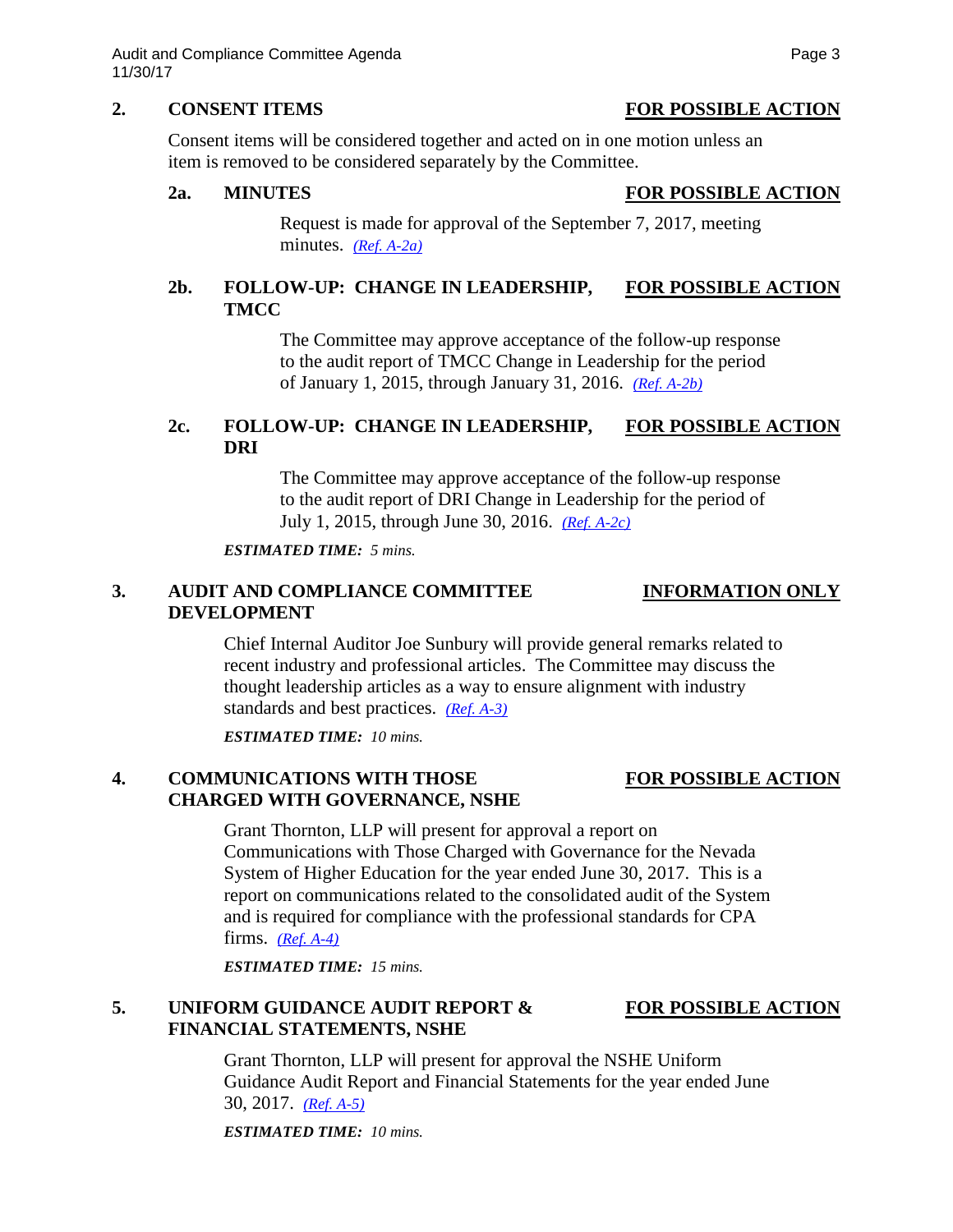## 2. CONSENT ITEMS — FOR POSSIBLE ACTION

Consent items will be considered together and acted on in one motion unless an item is removed to be considered separately by the Committee.

### 2a. MINUTES — FOR POSSIBLE ACTION

Request is made for approval of the September 7, 2017, meeting minutes. *(Ref. A-2a)*

### 2b. FOLLOW-UP: CHANGE IN LEADERSHIP, TMCC — FOR POSSIBLE ACTION

The Committee may approve acceptance of the follow-up response to the audit report of TMCC Change in Leadership for the period of January 1, 2015, through January 31, 2016. *(Ref. A-2b)*

### 2c. FOLLOW-UP: CHANGE IN LEADERSHIP, DRI — FOR POSSIBLE ACTION

The Committee may approve acceptance of the follow-up response to the audit report of DRI Change in Leadership for the period of July 1, 2015, through June 30, 2016. *(Ref. A-2c)*

***ESTIMATED TIME:*** *5 mins.*

## 3. AUDIT AND COMPLIANCE COMMITTEE DEVELOPMENT — INFORMATION ONLY

Chief Internal Auditor Joe Sunbury will provide general remarks related to recent industry and professional articles. The Committee may discuss the thought leadership articles as a way to ensure alignment with industry standards and best practices. *(Ref. A-3)*

***ESTIMATED TIME:*** *10 mins.*

## 4. COMMUNICATIONS WITH THOSE CHARGED WITH GOVERNANCE, NSHE — FOR POSSIBLE ACTION

Grant Thornton, LLP will present for approval a report on Communications with Those Charged with Governance for the Nevada System of Higher Education for the year ended June 30, 2017. This is a report on communications related to the consolidated audit of the System and is required for compliance with the professional standards for CPA firms. *(Ref. A-4)*

***ESTIMATED TIME:*** *15 mins.*

## 5. UNIFORM GUIDANCE AUDIT REPORT & FINANCIAL STATEMENTS, NSHE — FOR POSSIBLE ACTION

Grant Thornton, LLP will present for approval the NSHE Uniform Guidance Audit Report and Financial Statements for the year ended June 30, 2017. *(Ref. A-5)*

***ESTIMATED TIME:*** *10 mins.*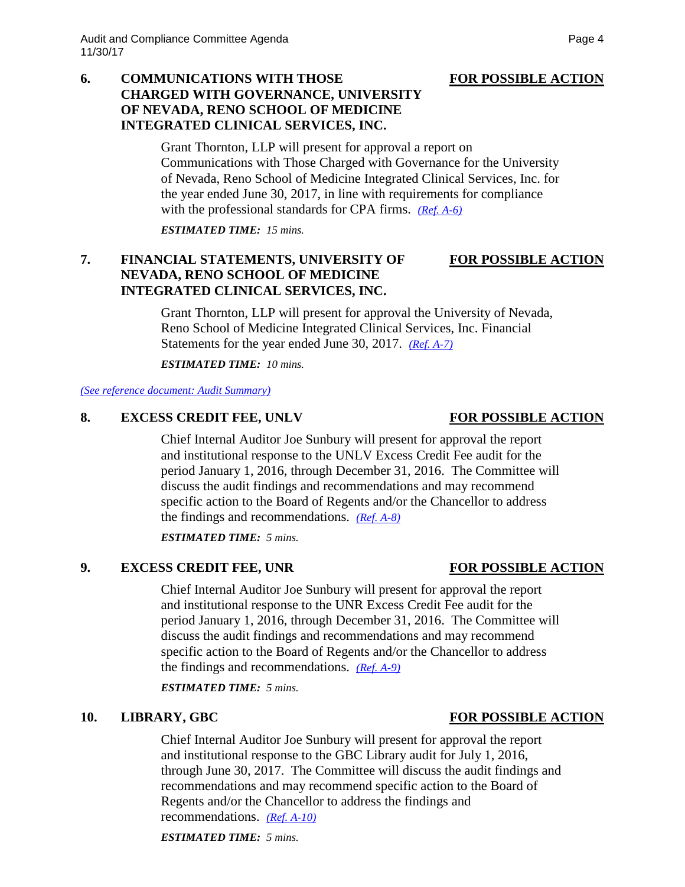### 6. COMMUNICATIONS WITH THOSE CHARGED WITH GOVERNANCE, UNIVERSITY OF NEVADA, RENO SCHOOL OF MEDICINE INTEGRATED CLINICAL SERVICES, INC. — FOR POSSIBLE ACTION

Grant Thornton, LLP will present for approval a report on Communications with Those Charged with Governance for the University of Nevada, Reno School of Medicine Integrated Clinical Services, Inc. for the year ended June 30, 2017, in line with requirements for compliance with the professional standards for CPA firms. *(Ref. A-6)*

***ESTIMATED TIME:*** *15 mins.*

### 7. FINANCIAL STATEMENTS, UNIVERSITY OF NEVADA, RENO SCHOOL OF MEDICINE INTEGRATED CLINICAL SERVICES, INC. — FOR POSSIBLE ACTION

Grant Thornton, LLP will present for approval the University of Nevada, Reno School of Medicine Integrated Clinical Services, Inc. Financial Statements for the year ended June 30, 2017. *(Ref. A-7)*

***ESTIMATED TIME:*** *10 mins.*

*(See reference document: Audit Summary)*

### 8. EXCESS CREDIT FEE, UNLV — FOR POSSIBLE ACTION

Chief Internal Auditor Joe Sunbury will present for approval the report and institutional response to the UNLV Excess Credit Fee audit for the period January 1, 2016, through December 31, 2016. The Committee will discuss the audit findings and recommendations and may recommend specific action to the Board of Regents and/or the Chancellor to address the findings and recommendations. *(Ref. A-8)*

***ESTIMATED TIME:*** *5 mins.*

### 9. EXCESS CREDIT FEE, UNR — FOR POSSIBLE ACTION

Chief Internal Auditor Joe Sunbury will present for approval the report and institutional response to the UNR Excess Credit Fee audit for the period January 1, 2016, through December 31, 2016. The Committee will discuss the audit findings and recommendations and may recommend specific action to the Board of Regents and/or the Chancellor to address the findings and recommendations. *(Ref. A-9)*

***ESTIMATED TIME:*** *5 mins.*

### 10. LIBRARY, GBC — FOR POSSIBLE ACTION

Chief Internal Auditor Joe Sunbury will present for approval the report and institutional response to the GBC Library audit for July 1, 2016, through June 30, 2017. The Committee will discuss the audit findings and recommendations and may recommend specific action to the Board of Regents and/or the Chancellor to address the findings and recommendations. *(Ref. A-10)*

***ESTIMATED TIME:*** *5 mins.*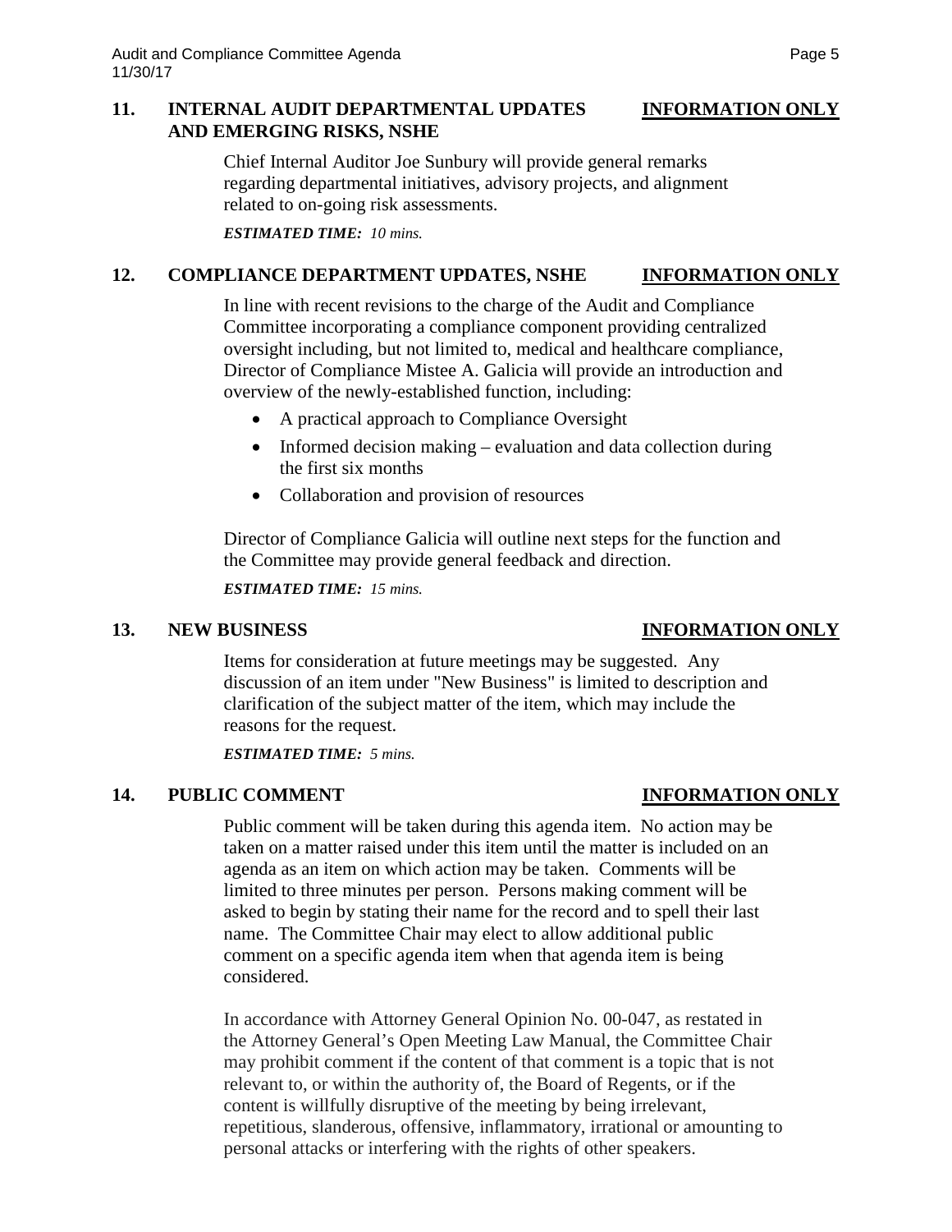## 11. INTERNAL AUDIT DEPARTMENTAL UPDATES AND EMERGING RISKS, NSHE — INFORMATION ONLY

Chief Internal Auditor Joe Sunbury will provide general remarks regarding departmental initiatives, advisory projects, and alignment related to on-going risk assessments.

***ESTIMATED TIME:** 10 mins.*

## 12. COMPLIANCE DEPARTMENT UPDATES, NSHE — INFORMATION ONLY

In line with recent revisions to the charge of the Audit and Compliance Committee incorporating a compliance component providing centralized oversight including, but not limited to, medical and healthcare compliance, Director of Compliance Mistee A. Galicia will provide an introduction and overview of the newly-established function, including:

- A practical approach to Compliance Oversight
- Informed decision making – evaluation and data collection during the first six months
- Collaboration and provision of resources

Director of Compliance Galicia will outline next steps for the function and the Committee may provide general feedback and direction.

***ESTIMATED TIME:** 15 mins.*

## 13. NEW BUSINESS — INFORMATION ONLY

Items for consideration at future meetings may be suggested. Any discussion of an item under "New Business" is limited to description and clarification of the subject matter of the item, which may include the reasons for the request.

***ESTIMATED TIME:** 5 mins.*

## 14. PUBLIC COMMENT — INFORMATION ONLY

Public comment will be taken during this agenda item. No action may be taken on a matter raised under this item until the matter is included on an agenda as an item on which action may be taken. Comments will be limited to three minutes per person. Persons making comment will be asked to begin by stating their name for the record and to spell their last name. The Committee Chair may elect to allow additional public comment on a specific agenda item when that agenda item is being considered.

In accordance with Attorney General Opinion No. 00-047, as restated in the Attorney General's Open Meeting Law Manual, the Committee Chair may prohibit comment if the content of that comment is a topic that is not relevant to, or within the authority of, the Board of Regents, or if the content is willfully disruptive of the meeting by being irrelevant, repetitious, slanderous, offensive, inflammatory, irrational or amounting to personal attacks or interfering with the rights of other speakers.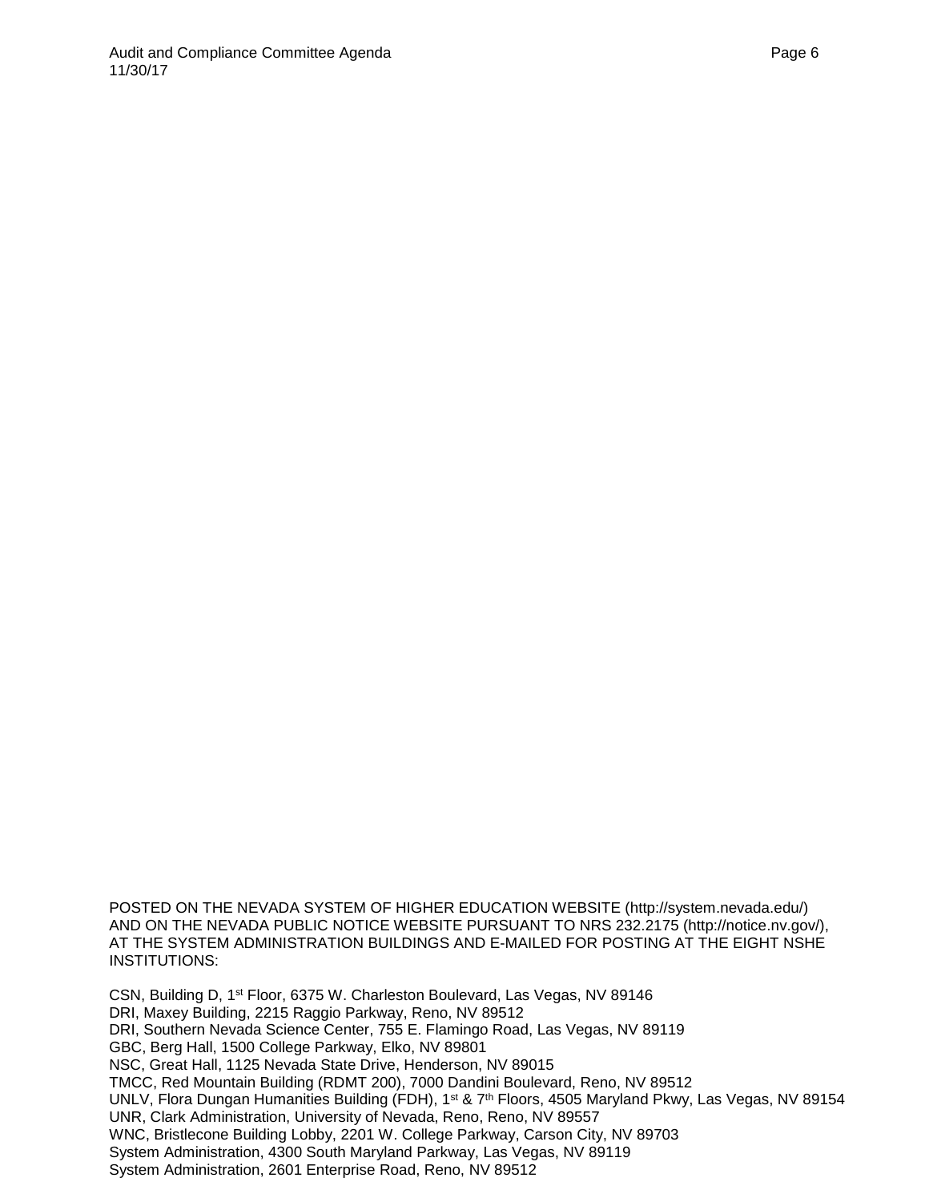POSTED ON THE NEVADA SYSTEM OF HIGHER EDUCATION WEBSITE (http://system.nevada.edu/) AND ON THE NEVADA PUBLIC NOTICE WEBSITE PURSUANT TO NRS 232.2175 (http://notice.nv.gov/), AT THE SYSTEM ADMINISTRATION BUILDINGS AND E-MAILED FOR POSTING AT THE EIGHT NSHE INSTITUTIONS:

CSN, Building D, 1st Floor, 6375 W. Charleston Boulevard, Las Vegas, NV 89146
DRI, Maxey Building, 2215 Raggio Parkway, Reno, NV 89512
DRI, Southern Nevada Science Center, 755 E. Flamingo Road, Las Vegas, NV 89119
GBC, Berg Hall, 1500 College Parkway, Elko, NV 89801
NSC, Great Hall, 1125 Nevada State Drive, Henderson, NV 89015
TMCC, Red Mountain Building (RDMT 200), 7000 Dandini Boulevard, Reno, NV 89512
UNLV, Flora Dungan Humanities Building (FDH), 1st & 7th Floors, 4505 Maryland Pkwy, Las Vegas, NV 89154
UNR, Clark Administration, University of Nevada, Reno, Reno, NV 89557
WNC, Bristlecone Building Lobby, 2201 W. College Parkway, Carson City, NV 89703
System Administration, 4300 South Maryland Parkway, Las Vegas, NV 89119
System Administration, 2601 Enterprise Road, Reno, NV 89512